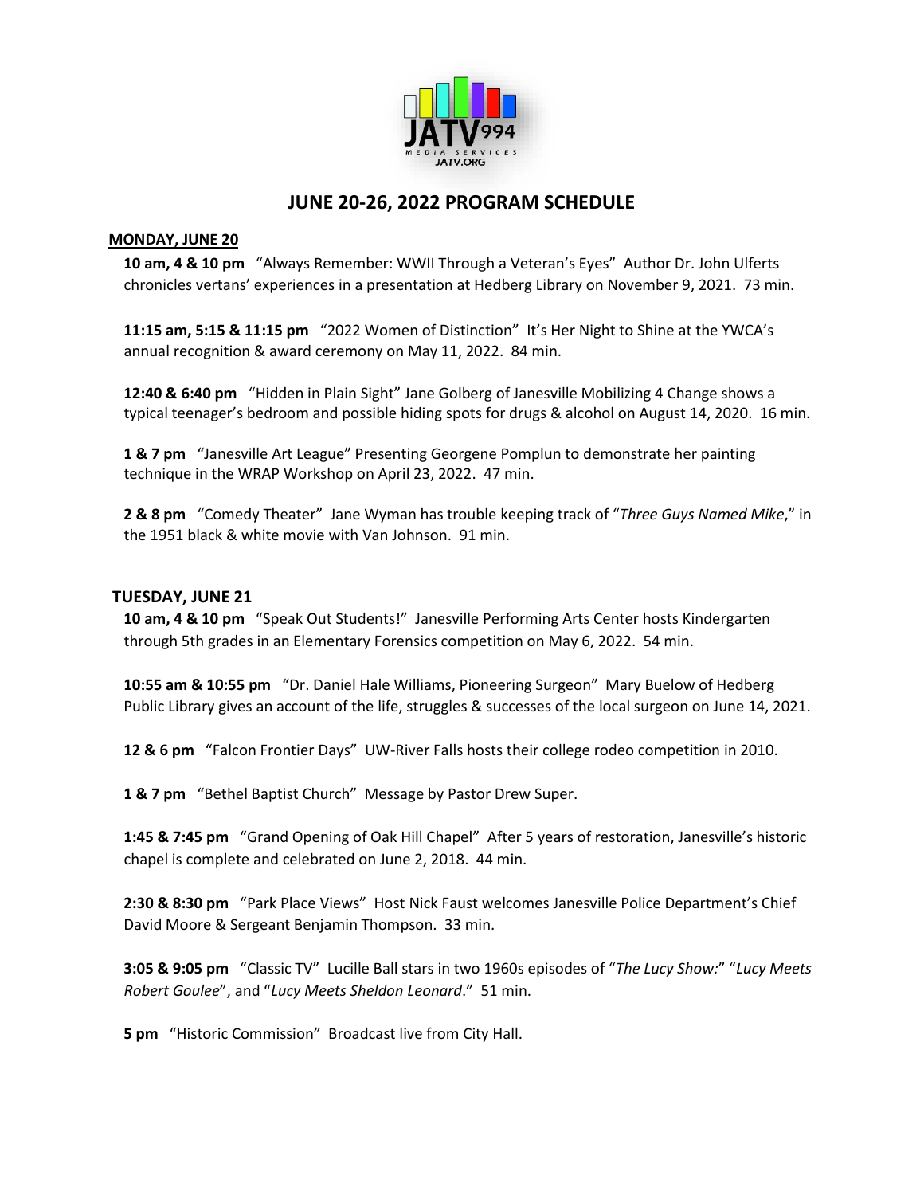# JUNE 20-26, 2022 PROGRAM SCHEDULE

**MONDAY, JUNE 20**

**10 am, 4 & 10 pm** "Always Remember: WWII Through a Veteran's Eyes" Author Dr. John Ulferts chronicles vertans' experiences in a presentation at Hedberg Library on November 9, 2021. 73 min.

**11:15 am, 5:15 & 11:15 pm** "2022 Women of Distinction" It's Her Night to Shine at the YWCA's annual recognition & award ceremony on May 11, 2022. 84 min.

**12:40 & 6:40 pm** "Hidden in Plain Sight" Jane Golberg of Janesville Mobilizing 4 Change shows a typical teenager's bedroom and possible hiding spots for drugs & alcohol on August 14, 2020. 16 min.

**1 & 7 pm** "Janesville Art League" Presenting Georgene Pomplun to demonstrate her painting technique in the WRAP Workshop on April 23, 2022. 47 min.

**2 & 8 pm** "Comedy Theater" Jane Wyman has trouble keeping track of "*Three Guys Named Mike*," in the 1951 black & white movie with Van Johnson. 91 min.

**TUESDAY, JUNE 21**

**10 am, 4 & 10 pm** "Speak Out Students!" Janesville Performing Arts Center hosts Kindergarten through 5th grades in an Elementary Forensics competition on May 6, 2022. 54 min.

**10:55 am & 10:55 pm** "Dr. Daniel Hale Williams, Pioneering Surgeon" Mary Buelow of Hedberg Public Library gives an account of the life, struggles & successes of the local surgeon on June 14, 2021.

**12 & 6 pm** "Falcon Frontier Days" UW-River Falls hosts their college rodeo competition in 2010.

**1 & 7 pm** "Bethel Baptist Church" Message by Pastor Drew Super.

**1:45 & 7:45 pm** "Grand Opening of Oak Hill Chapel" After 5 years of restoration, Janesville's historic chapel is complete and celebrated on June 2, 2018. 44 min.

**2:30 & 8:30 pm** "Park Place Views" Host Nick Faust welcomes Janesville Police Department's Chief David Moore & Sergeant Benjamin Thompson. 33 min.

**3:05 & 9:05 pm** "Classic TV" Lucille Ball stars in two 1960s episodes of "*The Lucy Show*:" "*Lucy Meets Robert Goulee*", and "*Lucy Meets Sheldon Leonard*." 51 min.

**5 pm** "Historic Commission" Broadcast live from City Hall.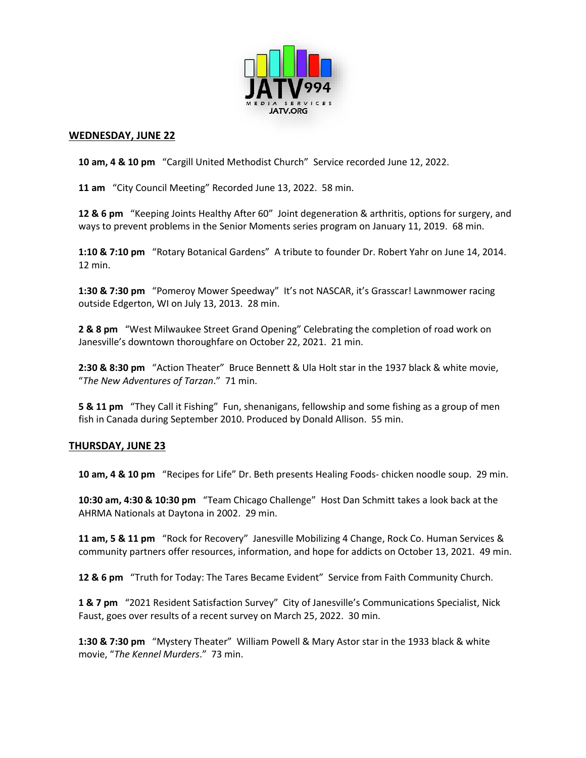## WEDNESDAY, JUNE 22

**10 am, 4 & 10 pm** "Cargill United Methodist Church" Service recorded June 12, 2022.

**11 am** "City Council Meeting" Recorded June 13, 2022. 58 min.

**12 & 6 pm** "Keeping Joints Healthy After 60" Joint degeneration & arthritis, options for surgery, and ways to prevent problems in the Senior Moments series program on January 11, 2019. 68 min.

**1:10 & 7:10 pm** "Rotary Botanical Gardens" A tribute to founder Dr. Robert Yahr on June 14, 2014. 12 min.

**1:30 & 7:30 pm** "Pomeroy Mower Speedway" It's not NASCAR, it's Grasscar! Lawnmower racing outside Edgerton, WI on July 13, 2013. 28 min.

**2 & 8 pm** "West Milwaukee Street Grand Opening" Celebrating the completion of road work on Janesville's downtown thoroughfare on October 22, 2021. 21 min.

**2:30 & 8:30 pm** "Action Theater" Bruce Bennett & Ula Holt star in the 1937 black & white movie, "*The New Adventures of Tarzan*." 71 min.

**5 & 11 pm** "They Call it Fishing" Fun, shenanigans, fellowship and some fishing as a group of men fish in Canada during September 2010. Produced by Donald Allison. 55 min.

## THURSDAY, JUNE 23

**10 am, 4 & 10 pm** "Recipes for Life" Dr. Beth presents Healing Foods- chicken noodle soup. 29 min.

**10:30 am, 4:30 & 10:30 pm** "Team Chicago Challenge" Host Dan Schmitt takes a look back at the AHRMA Nationals at Daytona in 2002. 29 min.

**11 am, 5 & 11 pm** "Rock for Recovery" Janesville Mobilizing 4 Change, Rock Co. Human Services & community partners offer resources, information, and hope for addicts on October 13, 2021. 49 min.

**12 & 6 pm** "Truth for Today: The Tares Became Evident" Service from Faith Community Church.

**1 & 7 pm** "2021 Resident Satisfaction Survey" City of Janesville's Communications Specialist, Nick Faust, goes over results of a recent survey on March 25, 2022. 30 min.

**1:30 & 7:30 pm** "Mystery Theater" William Powell & Mary Astor star in the 1933 black & white movie, "*The Kennel Murders*." 73 min.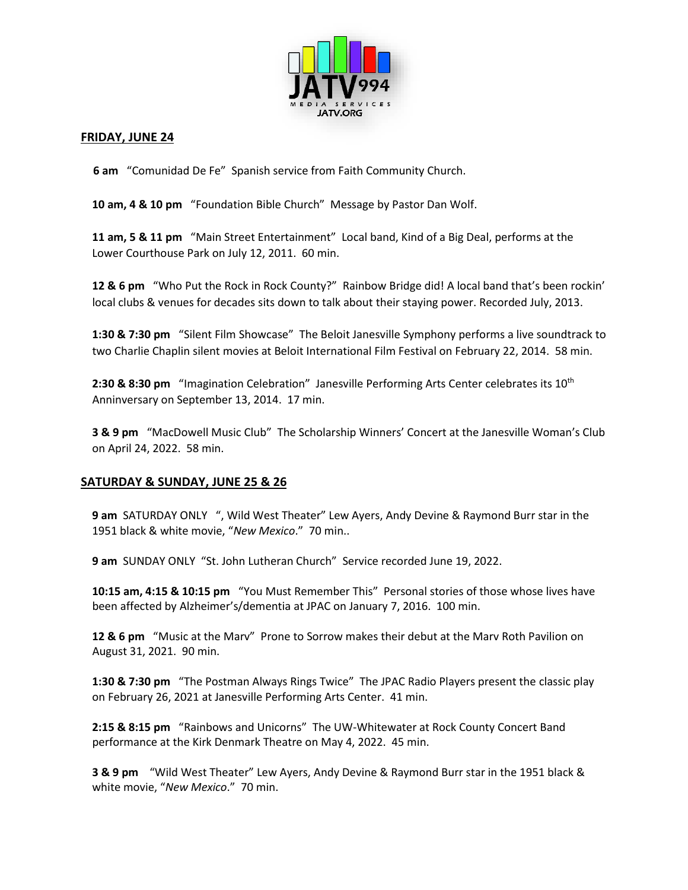JATV 994

MEDIA SERVICES

JATV.ORG

**FRIDAY, JUNE 24**

**6 am** "Comunidad De Fe" Spanish service from Faith Community Church.

**10 am, 4 & 10 pm** "Foundation Bible Church" Message by Pastor Dan Wolf.

**11 am, 5 & 11 pm** "Main Street Entertainment" Local band, Kind of a Big Deal, performs at the Lower Courthouse Park on July 12, 2011. 60 min.

**12 & 6 pm** "Who Put the Rock in Rock County?" Rainbow Bridge did! A local band that's been rockin' local clubs & venues for decades sits down to talk about their staying power. Recorded July, 2013.

**1:30 & 7:30 pm** "Silent Film Showcase" The Beloit Janesville Symphony performs a live soundtrack to two Charlie Chaplin silent movies at Beloit International Film Festival on February 22, 2014. 58 min.

**2:30 & 8:30 pm** "Imagination Celebration" Janesville Performing Arts Center celebrates its 10th Anninversary on September 13, 2014. 17 min.

**3 & 9 pm** "MacDowell Music Club" The Scholarship Winners' Concert at the Janesville Woman's Club on April 24, 2022. 58 min.

**SATURDAY & SUNDAY, JUNE 25 & 26**

**9 am** SATURDAY ONLY ", Wild West Theater" Lew Ayers, Andy Devine & Raymond Burr star in the 1951 black & white movie, "*New Mexico*." 70 min..

**9 am** SUNDAY ONLY "St. John Lutheran Church" Service recorded June 19, 2022.

**10:15 am, 4:15 & 10:15 pm** "You Must Remember This" Personal stories of those whose lives have been affected by Alzheimer's/dementia at JPAC on January 7, 2016. 100 min.

**12 & 6 pm** "Music at the Marv" Prone to Sorrow makes their debut at the Marv Roth Pavilion on August 31, 2021. 90 min.

**1:30 & 7:30 pm** "The Postman Always Rings Twice" The JPAC Radio Players present the classic play on February 26, 2021 at Janesville Performing Arts Center. 41 min.

**2:15 & 8:15 pm** "Rainbows and Unicorns" The UW-Whitewater at Rock County Concert Band performance at the Kirk Denmark Theatre on May 4, 2022. 45 min.

**3 & 9 pm** "Wild West Theater" Lew Ayers, Andy Devine & Raymond Burr star in the 1951 black & white movie, "*New Mexico*." 70 min.